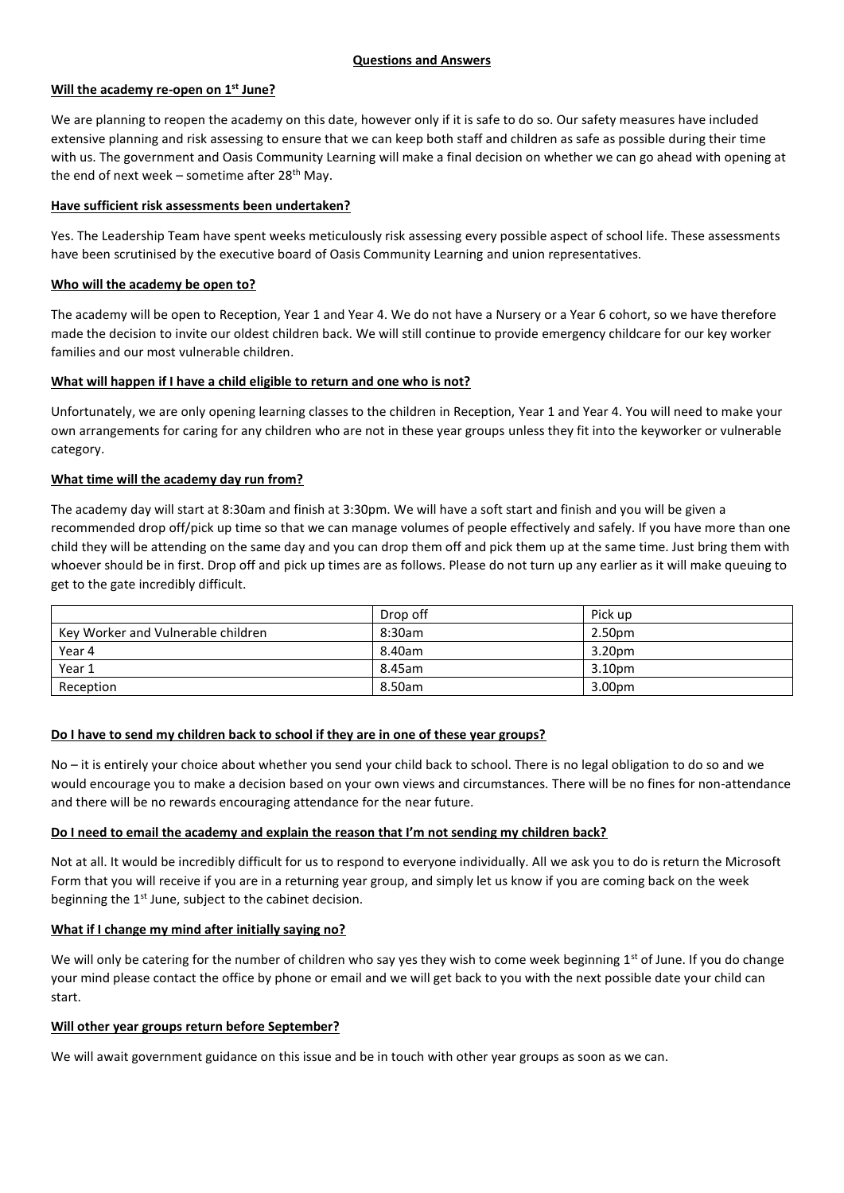## Questions and Answers

**Will the academy re-open on 1st June?**

We are planning to reopen the academy on this date, however only if it is safe to do so. Our safety measures have included extensive planning and risk assessing to ensure that we can keep both staff and children as safe as possible during their time with us. The government and Oasis Community Learning will make a final decision on whether we can go ahead with opening at the end of next week – sometime after 28th May.

**Have sufficient risk assessments been undertaken?**

Yes. The Leadership Team have spent weeks meticulously risk assessing every possible aspect of school life. These assessments have been scrutinised by the executive board of Oasis Community Learning and union representatives.

**Who will the academy be open to?**

The academy will be open to Reception, Year 1 and Year 4. We do not have a Nursery or a Year 6 cohort, so we have therefore made the decision to invite our oldest children back. We will still continue to provide emergency childcare for our key worker families and our most vulnerable children.

**What will happen if I have a child eligible to return and one who is not?**

Unfortunately, we are only opening learning classes to the children in Reception, Year 1 and Year 4. You will need to make your own arrangements for caring for any children who are not in these year groups unless they fit into the keyworker or vulnerable category.

**What time will the academy day run from?**

The academy day will start at 8:30am and finish at 3:30pm. We will have a soft start and finish and you will be given a recommended drop off/pick up time so that we can manage volumes of people effectively and safely. If you have more than one child they will be attending on the same day and you can drop them off and pick them up at the same time. Just bring them with whoever should be in first. Drop off and pick up times are as follows. Please do not turn up any earlier as it will make queuing to get to the gate incredibly difficult.

| | Drop off | Pick up |
|---|---|---|
| Key Worker and Vulnerable children | 8:30am | 2.50pm |
| Year 4 | 8.40am | 3.20pm |
| Year 1 | 8.45am | 3.10pm |
| Reception | 8.50am | 3.00pm |

**Do I have to send my children back to school if they are in one of these year groups?**

No – it is entirely your choice about whether you send your child back to school. There is no legal obligation to do so and we would encourage you to make a decision based on your own views and circumstances. There will be no fines for non-attendance and there will be no rewards encouraging attendance for the near future.

**Do I need to email the academy and explain the reason that I'm not sending my children back?**

Not at all. It would be incredibly difficult for us to respond to everyone individually. All we ask you to do is return the Microsoft Form that you will receive if you are in a returning year group, and simply let us know if you are coming back on the week beginning the 1st June, subject to the cabinet decision.

**What if I change my mind after initially saying no?**

We will only be catering for the number of children who say yes they wish to come week beginning 1st of June. If you do change your mind please contact the office by phone or email and we will get back to you with the next possible date your child can start.

**Will other year groups return before September?**

We will await government guidance on this issue and be in touch with other year groups as soon as we can.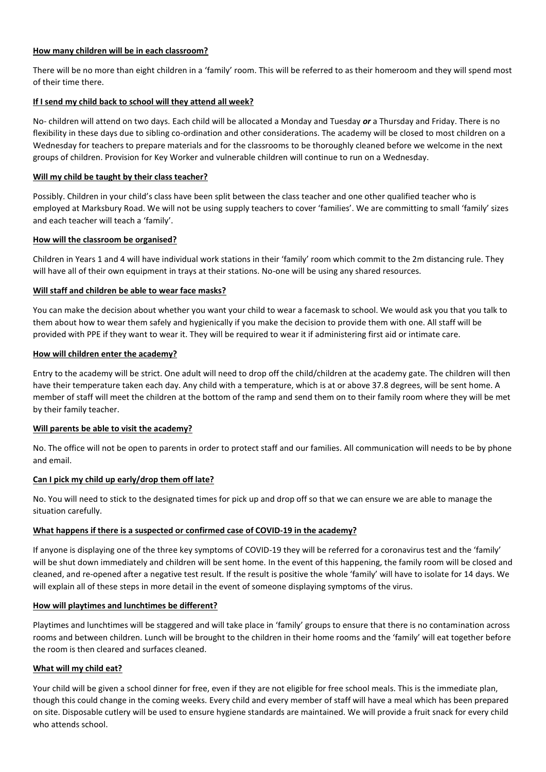**How many children will be in each classroom?**

There will be no more than eight children in a 'family' room. This will be referred to as their homeroom and they will spend most of their time there.

**If I send my child back to school will they attend all week?**

No- children will attend on two days. Each child will be allocated a Monday and Tuesday ***or*** a Thursday and Friday. There is no flexibility in these days due to sibling co-ordination and other considerations. The academy will be closed to most children on a Wednesday for teachers to prepare materials and for the classrooms to be thoroughly cleaned before we welcome in the next groups of children. Provision for Key Worker and vulnerable children will continue to run on a Wednesday.

**Will my child be taught by their class teacher?**

Possibly. Children in your child's class have been split between the class teacher and one other qualified teacher who is employed at Marksbury Road. We will not be using supply teachers to cover 'families'. We are committing to small 'family' sizes and each teacher will teach a 'family'.

**How will the classroom be organised?**

Children in Years 1 and 4 will have individual work stations in their 'family' room which commit to the 2m distancing rule. They will have all of their own equipment in trays at their stations. No-one will be using any shared resources.

**Will staff and children be able to wear face masks?**

You can make the decision about whether you want your child to wear a facemask to school. We would ask you that you talk to them about how to wear them safely and hygienically if you make the decision to provide them with one. All staff will be provided with PPE if they want to wear it. They will be required to wear it if administering first aid or intimate care.

**How will children enter the academy?**

Entry to the academy will be strict. One adult will need to drop off the child/children at the academy gate. The children will then have their temperature taken each day. Any child with a temperature, which is at or above 37.8 degrees, will be sent home. A member of staff will meet the children at the bottom of the ramp and send them on to their family room where they will be met by their family teacher.

**Will parents be able to visit the academy?**

No. The office will not be open to parents in order to protect staff and our families. All communication will needs to be by phone and email.

**Can I pick my child up early/drop them off late?**

No. You will need to stick to the designated times for pick up and drop off so that we can ensure we are able to manage the situation carefully.

**What happens if there is a suspected or confirmed case of COVID-19 in the academy?**

If anyone is displaying one of the three key symptoms of COVID-19 they will be referred for a coronavirus test and the 'family' will be shut down immediately and children will be sent home. In the event of this happening, the family room will be closed and cleaned, and re-opened after a negative test result. If the result is positive the whole 'family' will have to isolate for 14 days. We will explain all of these steps in more detail in the event of someone displaying symptoms of the virus.

**How will playtimes and lunchtimes be different?**

Playtimes and lunchtimes will be staggered and will take place in 'family' groups to ensure that there is no contamination across rooms and between children. Lunch will be brought to the children in their home rooms and the 'family' will eat together before the room is then cleared and surfaces cleaned.

**What will my child eat?**

Your child will be given a school dinner for free, even if they are not eligible for free school meals. This is the immediate plan, though this could change in the coming weeks. Every child and every member of staff will have a meal which has been prepared on site. Disposable cutlery will be used to ensure hygiene standards are maintained. We will provide a fruit snack for every child who attends school.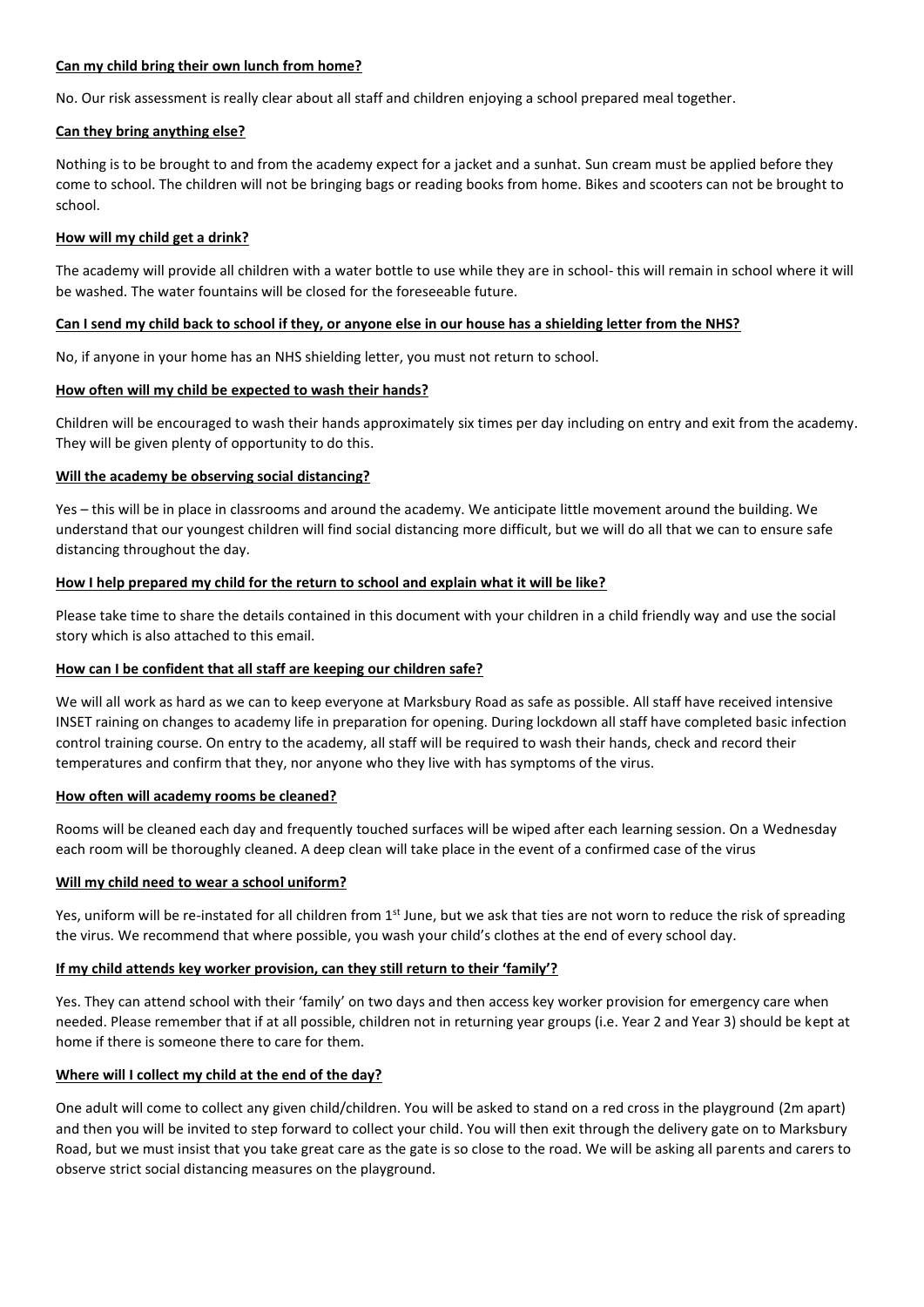**Can my child bring their own lunch from home?**

No. Our risk assessment is really clear about all staff and children enjoying a school prepared meal together.

**Can they bring anything else?**

Nothing is to be brought to and from the academy expect for a jacket and a sunhat. Sun cream must be applied before they come to school. The children will not be bringing bags or reading books from home. Bikes and scooters can not be brought to school.

**How will my child get a drink?**

The academy will provide all children with a water bottle to use while they are in school- this will remain in school where it will be washed. The water fountains will be closed for the foreseeable future.

**Can I send my child back to school if they, or anyone else in our house has a shielding letter from the NHS?**

No, if anyone in your home has an NHS shielding letter, you must not return to school.

**How often will my child be expected to wash their hands?**

Children will be encouraged to wash their hands approximately six times per day including on entry and exit from the academy. They will be given plenty of opportunity to do this.

**Will the academy be observing social distancing?**

Yes – this will be in place in classrooms and around the academy. We anticipate little movement around the building. We understand that our youngest children will find social distancing more difficult, but we will do all that we can to ensure safe distancing throughout the day.

**How I help prepared my child for the return to school and explain what it will be like?**

Please take time to share the details contained in this document with your children in a child friendly way and use the social story which is also attached to this email.

**How can I be confident that all staff are keeping our children safe?**

We will all work as hard as we can to keep everyone at Marksbury Road as safe as possible. All staff have received intensive INSET raining on changes to academy life in preparation for opening. During lockdown all staff have completed basic infection control training course. On entry to the academy, all staff will be required to wash their hands, check and record their temperatures and confirm that they, nor anyone who they live with has symptoms of the virus.

**How often will academy rooms be cleaned?**

Rooms will be cleaned each day and frequently touched surfaces will be wiped after each learning session. On a Wednesday each room will be thoroughly cleaned. A deep clean will take place in the event of a confirmed case of the virus

**Will my child need to wear a school uniform?**

Yes, uniform will be re-instated for all children from 1st June, but we ask that ties are not worn to reduce the risk of spreading the virus. We recommend that where possible, you wash your child's clothes at the end of every school day.

**If my child attends key worker provision, can they still return to their 'family'?**

Yes. They can attend school with their 'family' on two days and then access key worker provision for emergency care when needed. Please remember that if at all possible, children not in returning year groups (i.e. Year 2 and Year 3) should be kept at home if there is someone there to care for them.

**Where will I collect my child at the end of the day?**

One adult will come to collect any given child/children. You will be asked to stand on a red cross in the playground (2m apart) and then you will be invited to step forward to collect your child. You will then exit through the delivery gate on to Marksbury Road, but we must insist that you take great care as the gate is so close to the road. We will be asking all parents and carers to observe strict social distancing measures on the playground.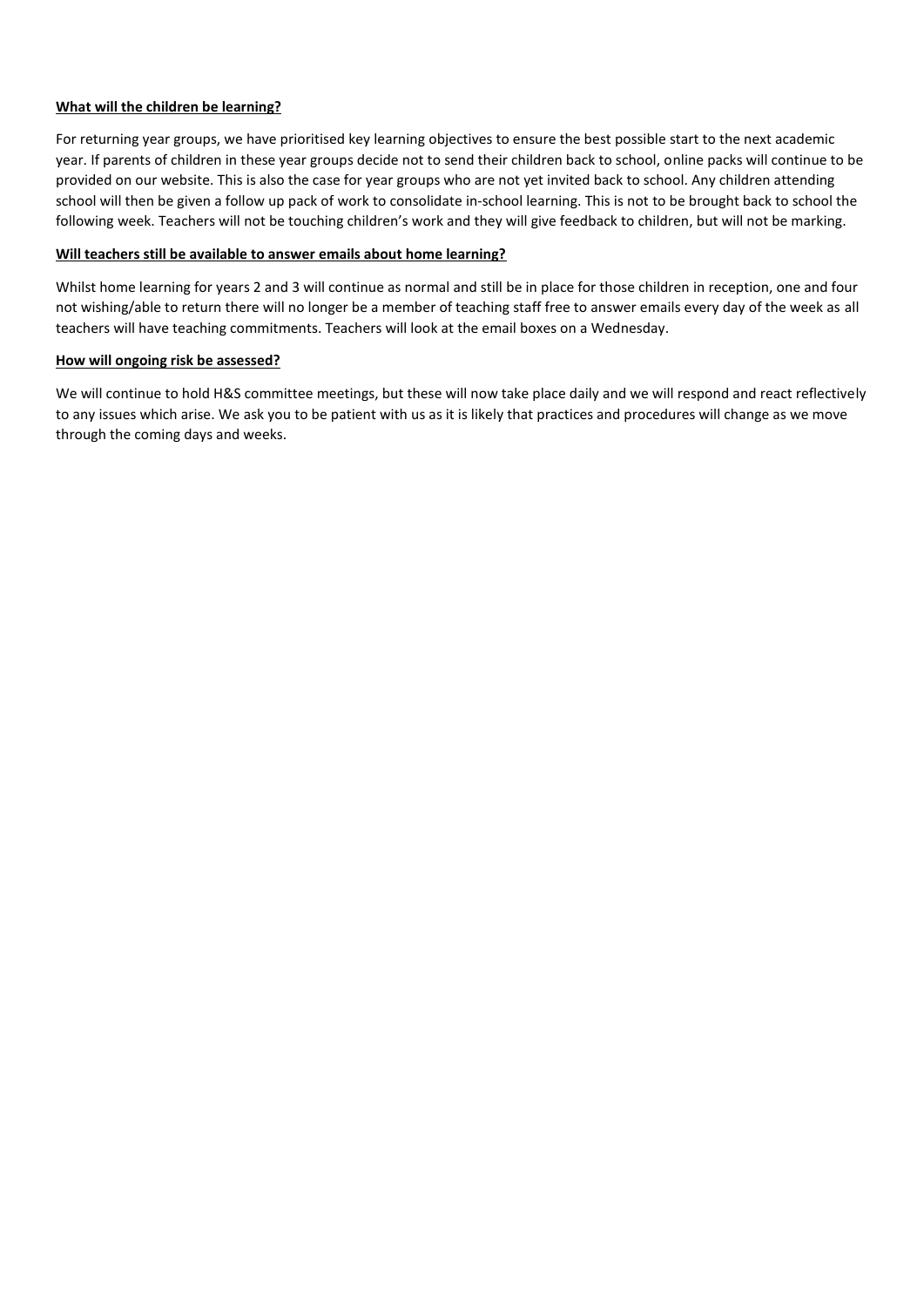**What will the children be learning?**

For returning year groups, we have prioritised key learning objectives to ensure the best possible start to the next academic year. If parents of children in these year groups decide not to send their children back to school, online packs will continue to be provided on our website. This is also the case for year groups who are not yet invited back to school. Any children attending school will then be given a follow up pack of work to consolidate in-school learning. This is not to be brought back to school the following week. Teachers will not be touching children's work and they will give feedback to children, but will not be marking.

**Will teachers still be available to answer emails about home learning?**

Whilst home learning for years 2 and 3 will continue as normal and still be in place for those children in reception, one and four not wishing/able to return there will no longer be a member of teaching staff free to answer emails every day of the week as all teachers will have teaching commitments. Teachers will look at the email boxes on a Wednesday.

**How will ongoing risk be assessed?**

We will continue to hold H&S committee meetings, but these will now take place daily and we will respond and react reflectively to any issues which arise. We ask you to be patient with us as it is likely that practices and procedures will change as we move through the coming days and weeks.